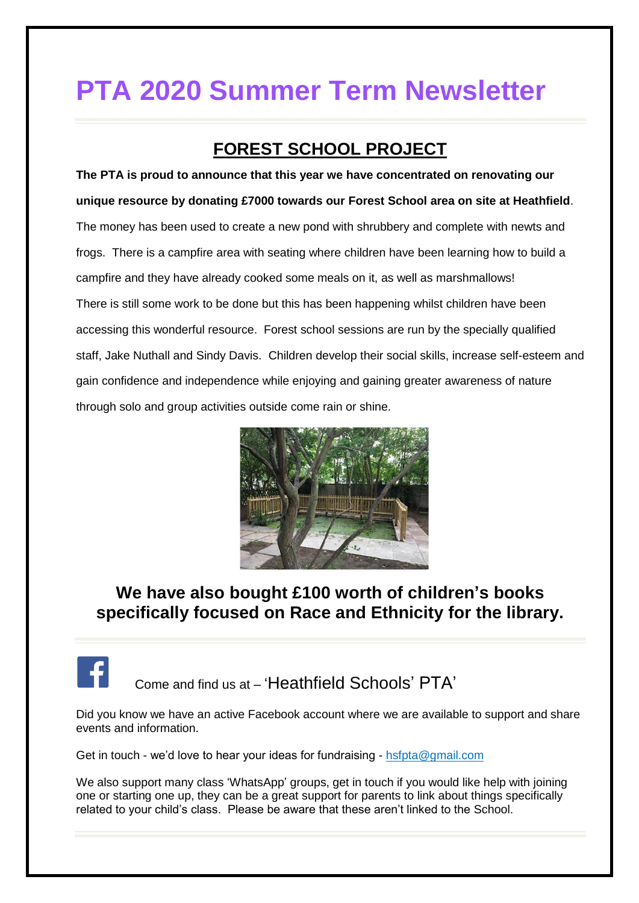# PTA 2020 Summer Term Newsletter

## FOREST SCHOOL PROJECT

**The PTA is proud to announce that this year we have concentrated on renovating our unique resource by donating £7000 towards our Forest School area on site at Heathfield**. The money has been used to create a new pond with shrubbery and complete with newts and frogs. There is a campfire area with seating where children have been learning how to build a campfire and they have already cooked some meals on it, as well as marshmallows! There is still some work to be done but this has been happening whilst children have been accessing this wonderful resource. Forest school sessions are run by the specially qualified staff, Jake Nuthall and Sindy Davis. Children develop their social skills, increase self-esteem and gain confidence and independence while enjoying and gaining greater awareness of nature through solo and group activities outside come rain or shine.

### We have also bought £100 worth of children's books specifically focused on Race and Ethnicity for the library.

---

Come and find us at – 'Heathfield Schools' PTA'

Did you know we have an active Facebook account where we are available to support and share events and information.

Get in touch - we'd love to hear your ideas for fundraising - hsfpta@gmail.com

We also support many class 'WhatsApp' groups, get in touch if you would like help with joining one or starting one up, they can be a great support for parents to link about things specifically related to your child's class. Please be aware that these aren't linked to the School.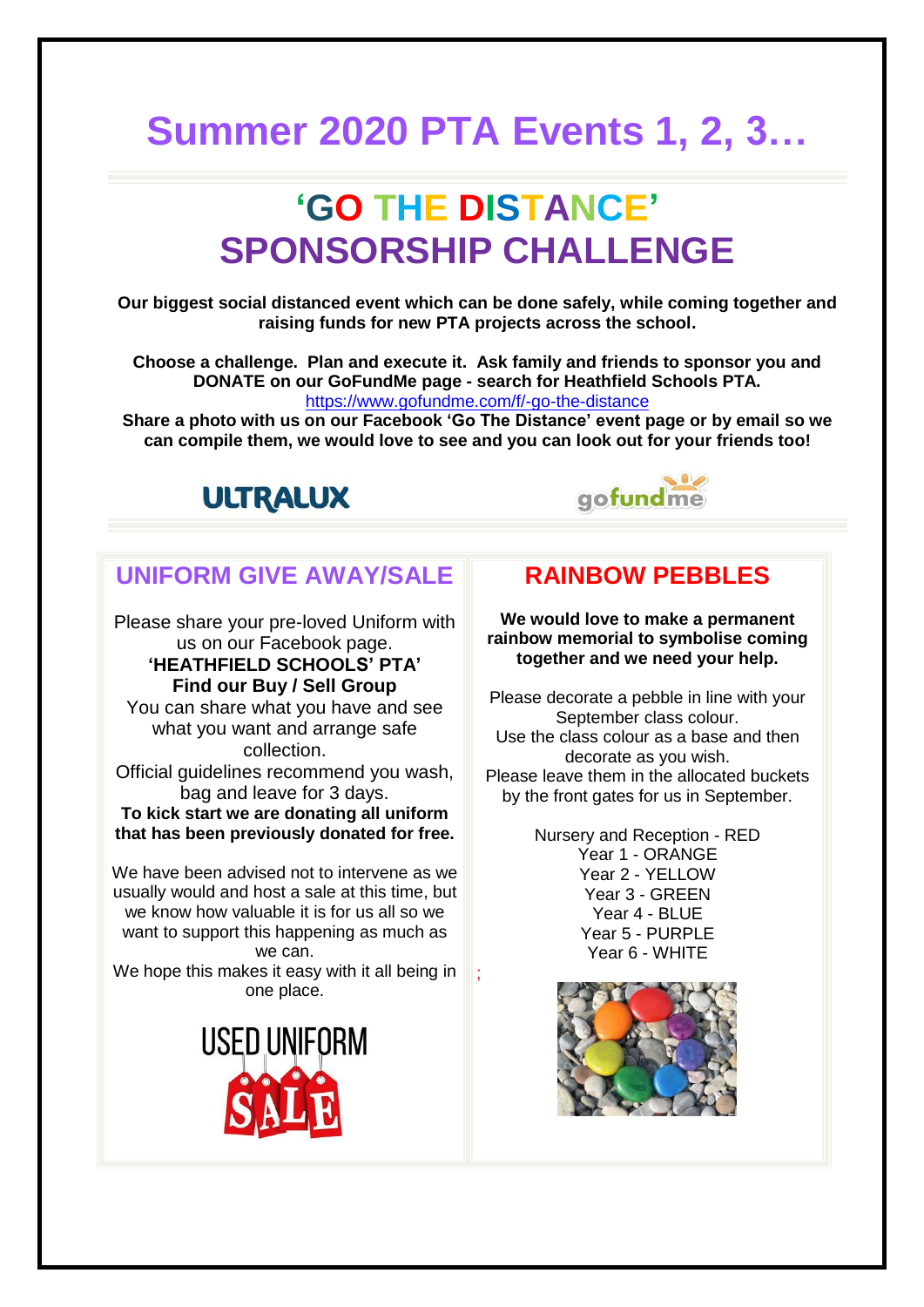# Summer 2020 PTA Events 1, 2, 3…

## 'GO THE DISTANCE' SPONSORSHIP CHALLENGE

**Our biggest social distanced event which can be done safely, while coming together and raising funds for new PTA projects across the school.**

**Choose a challenge. Plan and execute it. Ask family and friends to sponsor you and DONATE on our GoFundMe page - search for Heathfield Schools PTA.**
https://www.gofundme.com/f/-go-the-distance
**Share a photo with us on our Facebook 'Go The Distance' event page or by email so we can compile them, we would love to see and you can look out for your friends too!**

ULTRALUX

gofundme

## UNIFORM GIVE AWAY/SALE

Please share your pre-loved Uniform with us on our Facebook page.
**'HEATHFIELD SCHOOLS' PTA'**
**Find our Buy / Sell Group**
You can share what you have and see what you want and arrange safe collection.
Official guidelines recommend you wash, bag and leave for 3 days.
**To kick start we are donating all uniform that has been previously donated for free.**

We have been advised not to intervene as we usually would and host a sale at this time, but we know how valuable it is for us all so we want to support this happening as much as we can.
We hope this makes it easy with it all being in one place.

USED UNIFORM SALE

## RAINBOW PEBBLES

**We would love to make a permanent rainbow memorial to symbolise coming together and we need your help.**

Please decorate a pebble in line with your September class colour.
Use the class colour as a base and then decorate as you wish.
Please leave them in the allocated buckets by the front gates for us in September.

Nursery and Reception - RED
Year 1 - ORANGE
Year 2 - YELLOW
Year 3 - GREEN
Year 4 - BLUE
Year 5 - PURPLE
Year 6 - WHITE